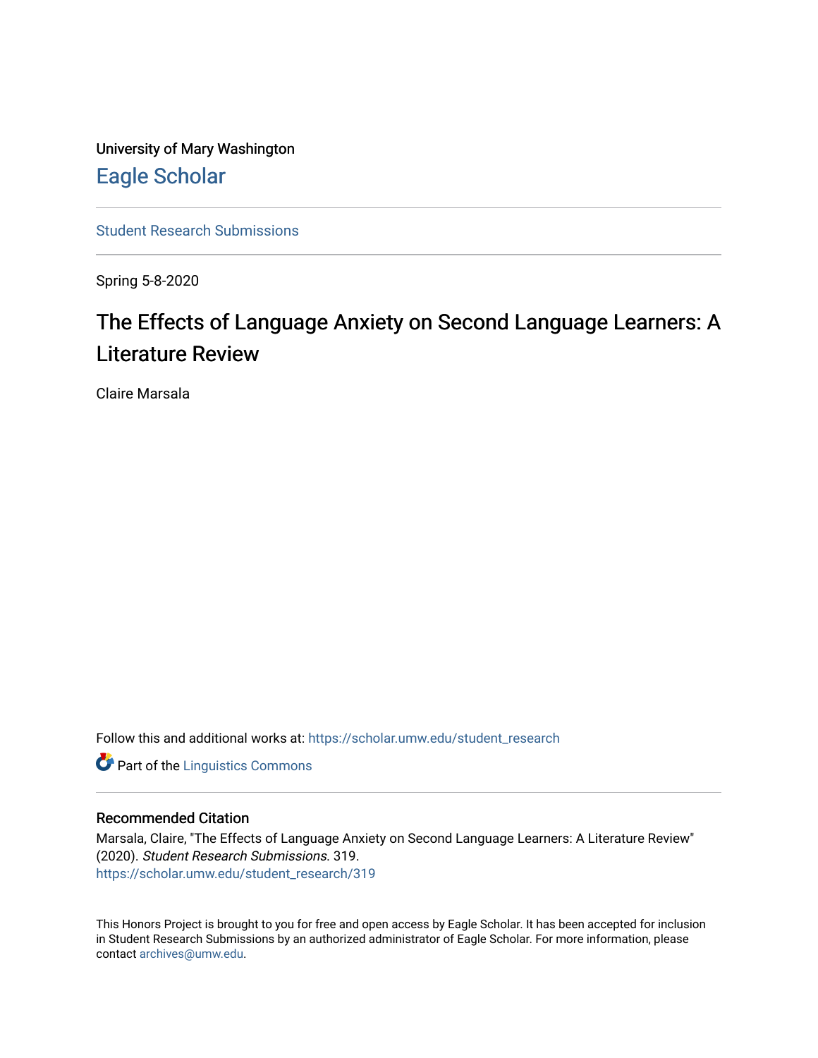University of Mary Washington

# Eagle Scholar

Student Research Submissions

---

Spring 5-8-2020

# The Effects of Language Anxiety on Second Language Learners: A Literature Review

Claire Marsala

Follow this and additional works at: https://scholar.umw.edu/student_research

Part of the Linguistics Commons

---

## Recommended Citation

Marsala, Claire, "The Effects of Language Anxiety on Second Language Learners: A Literature Review" (2020). *Student Research Submissions*. 319.
https://scholar.umw.edu/student_research/319

This Honors Project is brought to you for free and open access by Eagle Scholar. It has been accepted for inclusion in Student Research Submissions by an authorized administrator of Eagle Scholar. For more information, please contact archives@umw.edu.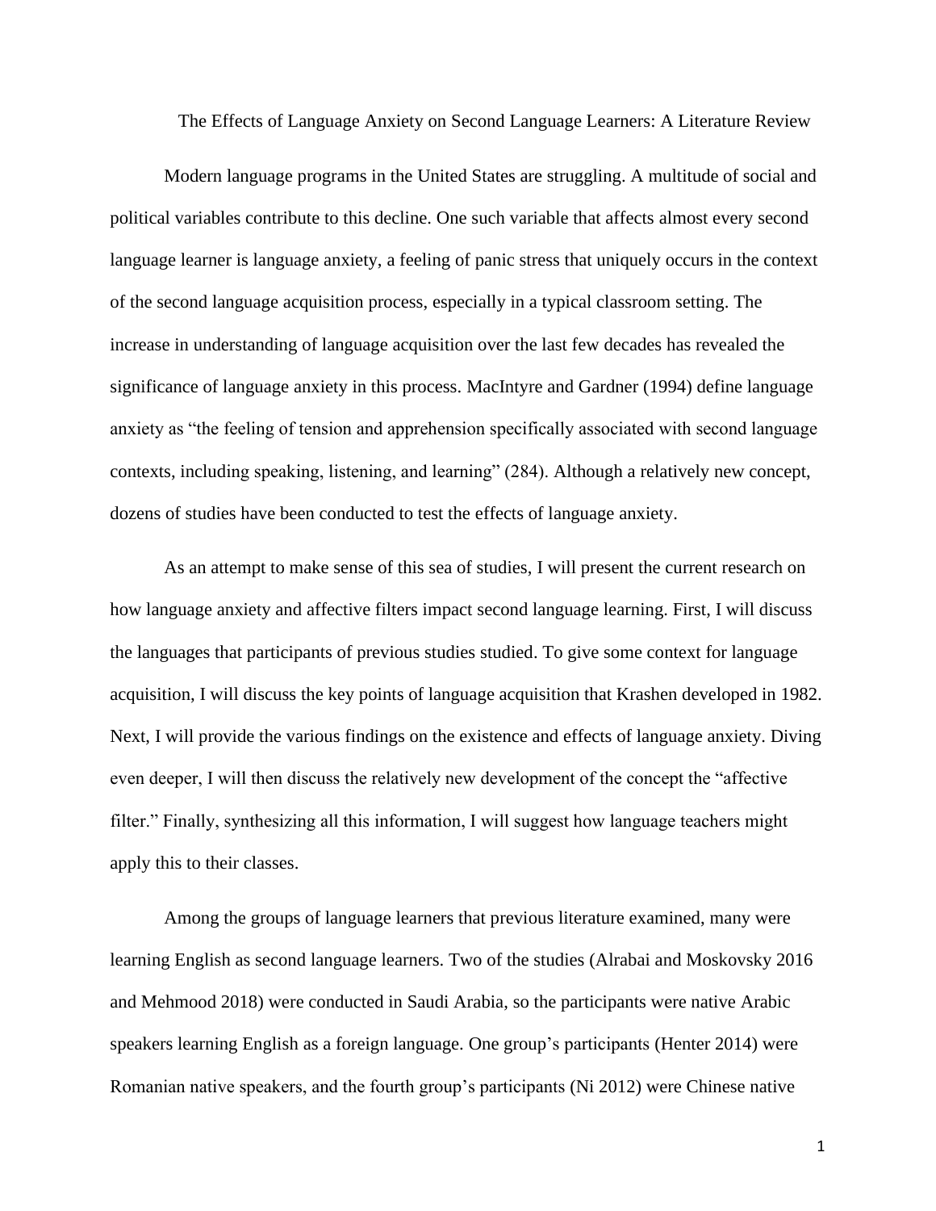The Effects of Language Anxiety on Second Language Learners: A Literature Review

Modern language programs in the United States are struggling. A multitude of social and political variables contribute to this decline. One such variable that affects almost every second language learner is language anxiety, a feeling of panic stress that uniquely occurs in the context of the second language acquisition process, especially in a typical classroom setting. The increase in understanding of language acquisition over the last few decades has revealed the significance of language anxiety in this process. MacIntyre and Gardner (1994) define language anxiety as "the feeling of tension and apprehension specifically associated with second language contexts, including speaking, listening, and learning" (284). Although a relatively new concept, dozens of studies have been conducted to test the effects of language anxiety.

As an attempt to make sense of this sea of studies, I will present the current research on how language anxiety and affective filters impact second language learning. First, I will discuss the languages that participants of previous studies studied. To give some context for language acquisition, I will discuss the key points of language acquisition that Krashen developed in 1982. Next, I will provide the various findings on the existence and effects of language anxiety. Diving even deeper, I will then discuss the relatively new development of the concept the "affective filter." Finally, synthesizing all this information, I will suggest how language teachers might apply this to their classes.

Among the groups of language learners that previous literature examined, many were learning English as second language learners. Two of the studies (Alrabai and Moskovsky 2016 and Mehmood 2018) were conducted in Saudi Arabia, so the participants were native Arabic speakers learning English as a foreign language. One group's participants (Henter 2014) were Romanian native speakers, and the fourth group's participants (Ni 2012) were Chinese native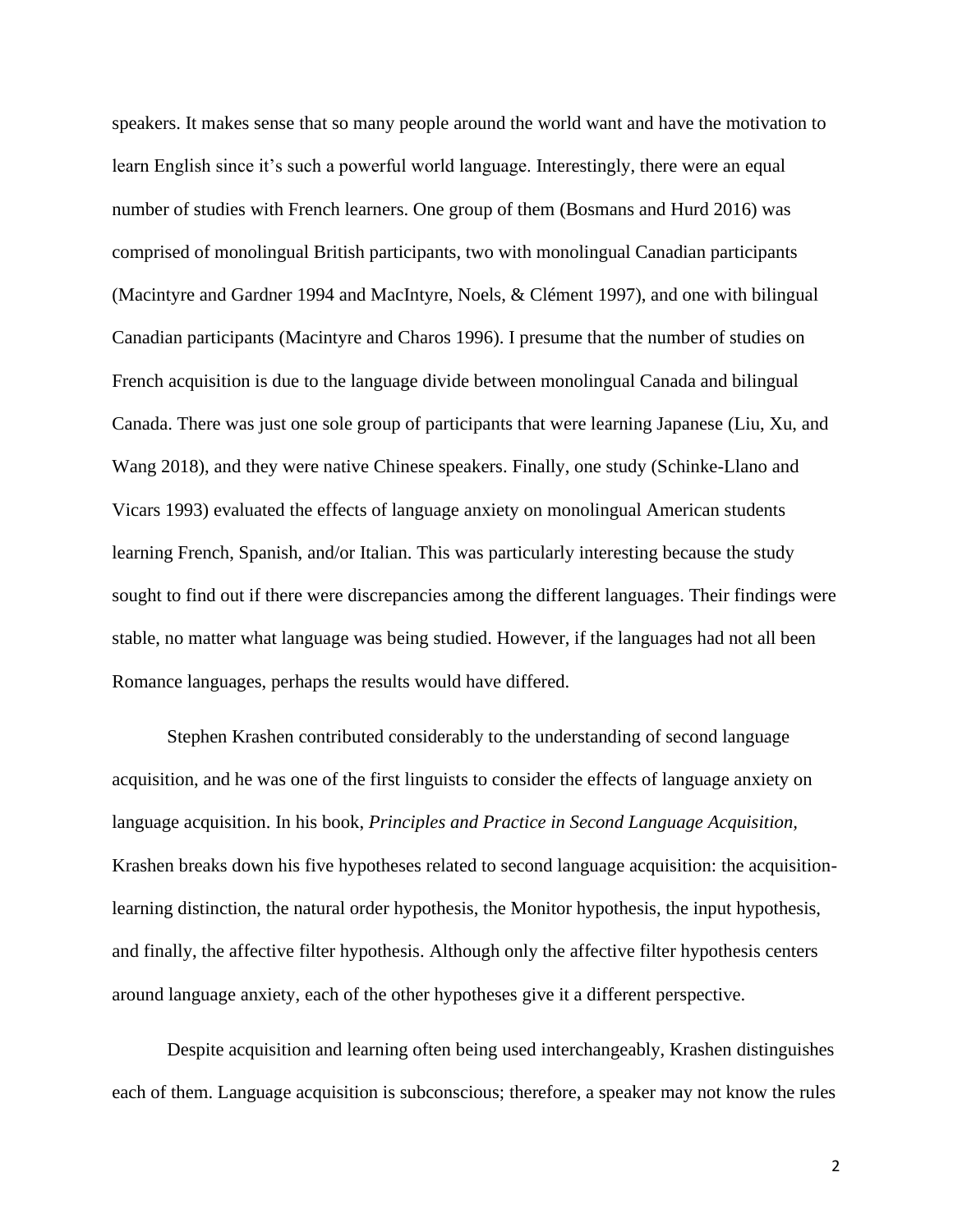speakers. It makes sense that so many people around the world want and have the motivation to learn English since it's such a powerful world language. Interestingly, there were an equal number of studies with French learners. One group of them (Bosmans and Hurd 2016) was comprised of monolingual British participants, two with monolingual Canadian participants (Macintyre and Gardner 1994 and MacIntyre, Noels, & Clément 1997), and one with bilingual Canadian participants (Macintyre and Charos 1996). I presume that the number of studies on French acquisition is due to the language divide between monolingual Canada and bilingual Canada. There was just one sole group of participants that were learning Japanese (Liu, Xu, and Wang 2018), and they were native Chinese speakers. Finally, one study (Schinke-Llano and Vicars 1993) evaluated the effects of language anxiety on monolingual American students learning French, Spanish, and/or Italian. This was particularly interesting because the study sought to find out if there were discrepancies among the different languages. Their findings were stable, no matter what language was being studied. However, if the languages had not all been Romance languages, perhaps the results would have differed.

Stephen Krashen contributed considerably to the understanding of second language acquisition, and he was one of the first linguists to consider the effects of language anxiety on language acquisition. In his book, *Principles and Practice in Second Language Acquisition,* Krashen breaks down his five hypotheses related to second language acquisition: the acquisition-learning distinction, the natural order hypothesis, the Monitor hypothesis, the input hypothesis, and finally, the affective filter hypothesis. Although only the affective filter hypothesis centers around language anxiety, each of the other hypotheses give it a different perspective.

Despite acquisition and learning often being used interchangeably, Krashen distinguishes each of them. Language acquisition is subconscious; therefore, a speaker may not know the rules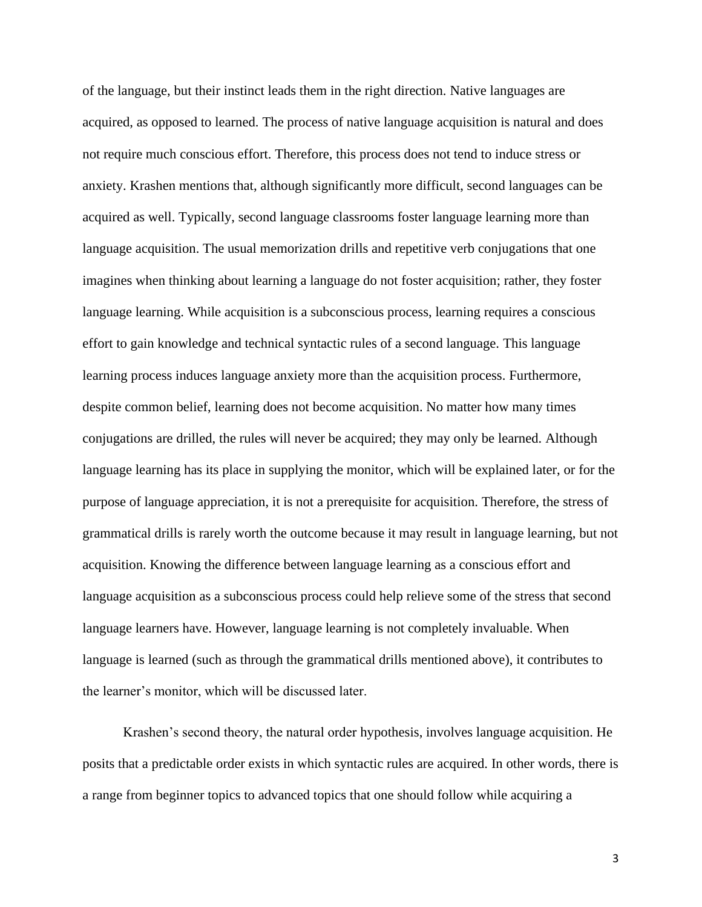of the language, but their instinct leads them in the right direction. Native languages are acquired, as opposed to learned. The process of native language acquisition is natural and does not require much conscious effort. Therefore, this process does not tend to induce stress or anxiety. Krashen mentions that, although significantly more difficult, second languages can be acquired as well. Typically, second language classrooms foster language learning more than language acquisition. The usual memorization drills and repetitive verb conjugations that one imagines when thinking about learning a language do not foster acquisition; rather, they foster language learning. While acquisition is a subconscious process, learning requires a conscious effort to gain knowledge and technical syntactic rules of a second language. This language learning process induces language anxiety more than the acquisition process. Furthermore, despite common belief, learning does not become acquisition. No matter how many times conjugations are drilled, the rules will never be acquired; they may only be learned. Although language learning has its place in supplying the monitor, which will be explained later, or for the purpose of language appreciation, it is not a prerequisite for acquisition. Therefore, the stress of grammatical drills is rarely worth the outcome because it may result in language learning, but not acquisition. Knowing the difference between language learning as a conscious effort and language acquisition as a subconscious process could help relieve some of the stress that second language learners have. However, language learning is not completely invaluable. When language is learned (such as through the grammatical drills mentioned above), it contributes to the learner's monitor, which will be discussed later.

Krashen's second theory, the natural order hypothesis, involves language acquisition. He posits that a predictable order exists in which syntactic rules are acquired. In other words, there is a range from beginner topics to advanced topics that one should follow while acquiring a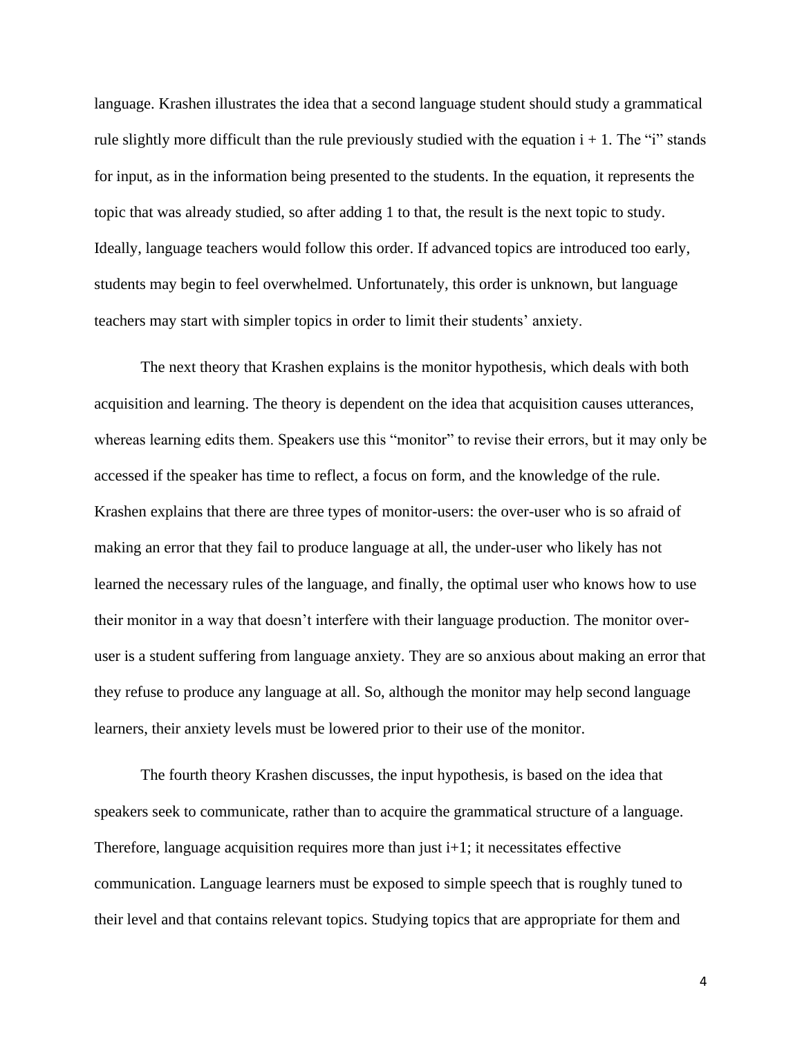language. Krashen illustrates the idea that a second language student should study a grammatical rule slightly more difficult than the rule previously studied with the equation $i + 1$. The "i" stands for input, as in the information being presented to the students. In the equation, it represents the topic that was already studied, so after adding 1 to that, the result is the next topic to study. Ideally, language teachers would follow this order. If advanced topics are introduced too early, students may begin to feel overwhelmed. Unfortunately, this order is unknown, but language teachers may start with simpler topics in order to limit their students' anxiety.

The next theory that Krashen explains is the monitor hypothesis, which deals with both acquisition and learning. The theory is dependent on the idea that acquisition causes utterances, whereas learning edits them. Speakers use this "monitor" to revise their errors, but it may only be accessed if the speaker has time to reflect, a focus on form, and the knowledge of the rule. Krashen explains that there are three types of monitor-users: the over-user who is so afraid of making an error that they fail to produce language at all, the under-user who likely has not learned the necessary rules of the language, and finally, the optimal user who knows how to use their monitor in a way that doesn't interfere with their language production. The monitor over-user is a student suffering from language anxiety. They are so anxious about making an error that they refuse to produce any language at all. So, although the monitor may help second language learners, their anxiety levels must be lowered prior to their use of the monitor.

The fourth theory Krashen discusses, the input hypothesis, is based on the idea that speakers seek to communicate, rather than to acquire the grammatical structure of a language. Therefore, language acquisition requires more than just $i+1$; it necessitates effective communication. Language learners must be exposed to simple speech that is roughly tuned to their level and that contains relevant topics. Studying topics that are appropriate for them and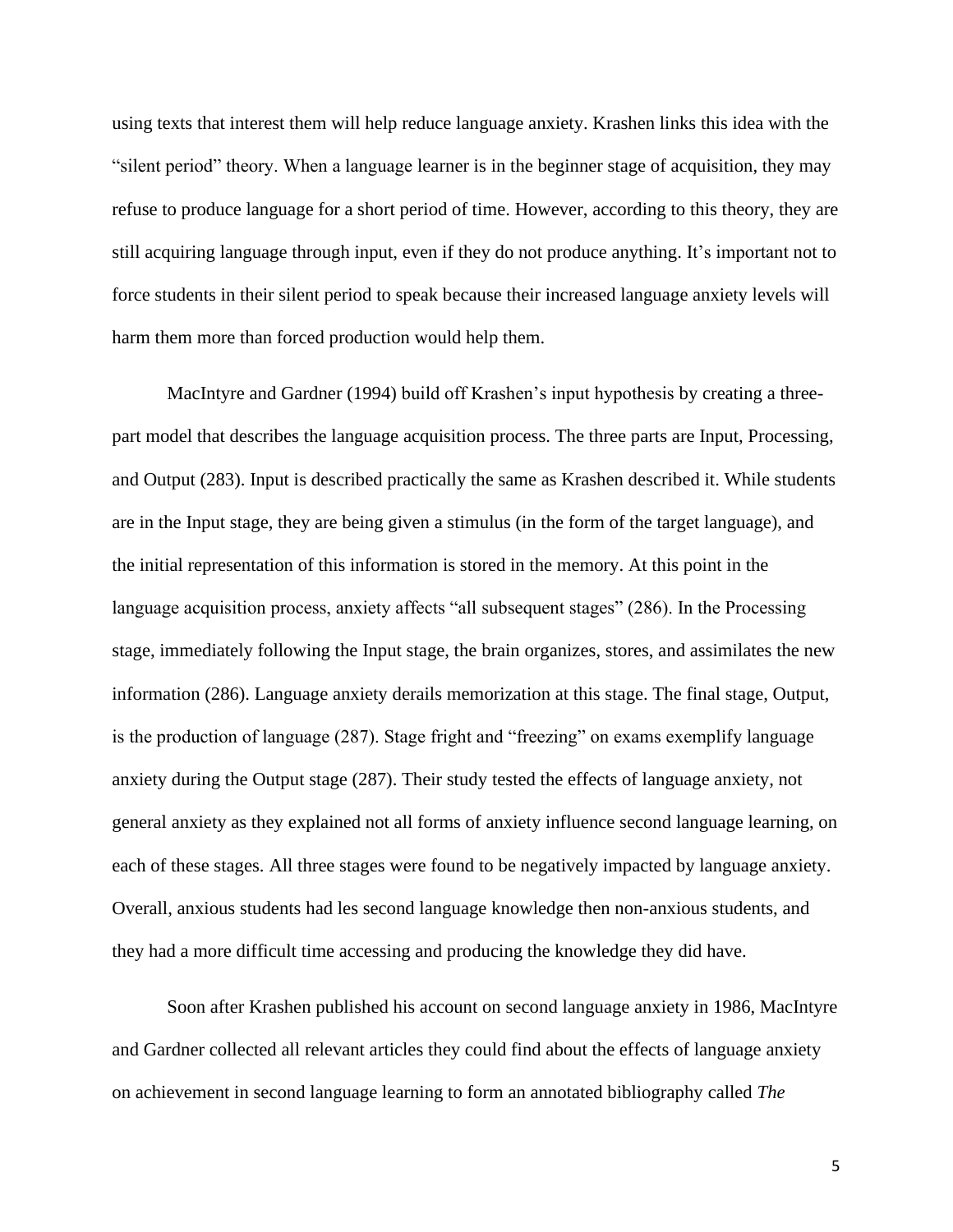using texts that interest them will help reduce language anxiety. Krashen links this idea with the "silent period" theory. When a language learner is in the beginner stage of acquisition, they may refuse to produce language for a short period of time. However, according to this theory, they are still acquiring language through input, even if they do not produce anything. It's important not to force students in their silent period to speak because their increased language anxiety levels will harm them more than forced production would help them.

MacIntyre and Gardner (1994) build off Krashen's input hypothesis by creating a three-part model that describes the language acquisition process. The three parts are Input, Processing, and Output (283). Input is described practically the same as Krashen described it. While students are in the Input stage, they are being given a stimulus (in the form of the target language), and the initial representation of this information is stored in the memory. At this point in the language acquisition process, anxiety affects "all subsequent stages" (286). In the Processing stage, immediately following the Input stage, the brain organizes, stores, and assimilates the new information (286). Language anxiety derails memorization at this stage. The final stage, Output, is the production of language (287). Stage fright and "freezing" on exams exemplify language anxiety during the Output stage (287). Their study tested the effects of language anxiety, not general anxiety as they explained not all forms of anxiety influence second language learning, on each of these stages. All three stages were found to be negatively impacted by language anxiety. Overall, anxious students had les second language knowledge then non-anxious students, and they had a more difficult time accessing and producing the knowledge they did have.

Soon after Krashen published his account on second language anxiety in 1986, MacIntyre and Gardner collected all relevant articles they could find about the effects of language anxiety on achievement in second language learning to form an annotated bibliography called *The*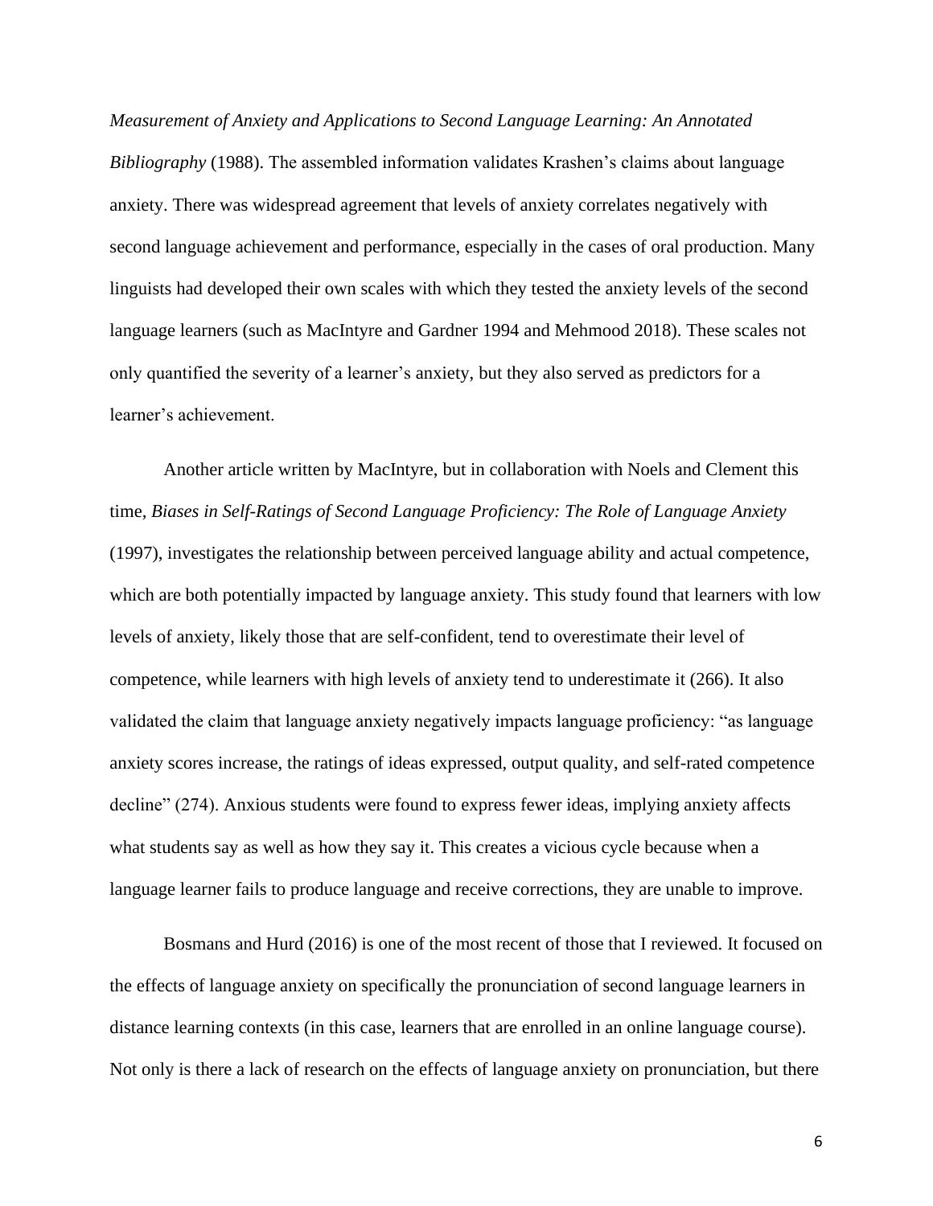*Measurement of Anxiety and Applications to Second Language Learning: An Annotated Bibliography* (1988). The assembled information validates Krashen's claims about language anxiety. There was widespread agreement that levels of anxiety correlates negatively with second language achievement and performance, especially in the cases of oral production. Many linguists had developed their own scales with which they tested the anxiety levels of the second language learners (such as MacIntyre and Gardner 1994 and Mehmood 2018). These scales not only quantified the severity of a learner's anxiety, but they also served as predictors for a learner's achievement.

Another article written by MacIntyre, but in collaboration with Noels and Clement this time, *Biases in Self-Ratings of Second Language Proficiency: The Role of Language Anxiety* (1997), investigates the relationship between perceived language ability and actual competence, which are both potentially impacted by language anxiety. This study found that learners with low levels of anxiety, likely those that are self-confident, tend to overestimate their level of competence, while learners with high levels of anxiety tend to underestimate it (266). It also validated the claim that language anxiety negatively impacts language proficiency: "as language anxiety scores increase, the ratings of ideas expressed, output quality, and self-rated competence decline" (274). Anxious students were found to express fewer ideas, implying anxiety affects what students say as well as how they say it. This creates a vicious cycle because when a language learner fails to produce language and receive corrections, they are unable to improve.

Bosmans and Hurd (2016) is one of the most recent of those that I reviewed. It focused on the effects of language anxiety on specifically the pronunciation of second language learners in distance learning contexts (in this case, learners that are enrolled in an online language course). Not only is there a lack of research on the effects of language anxiety on pronunciation, but there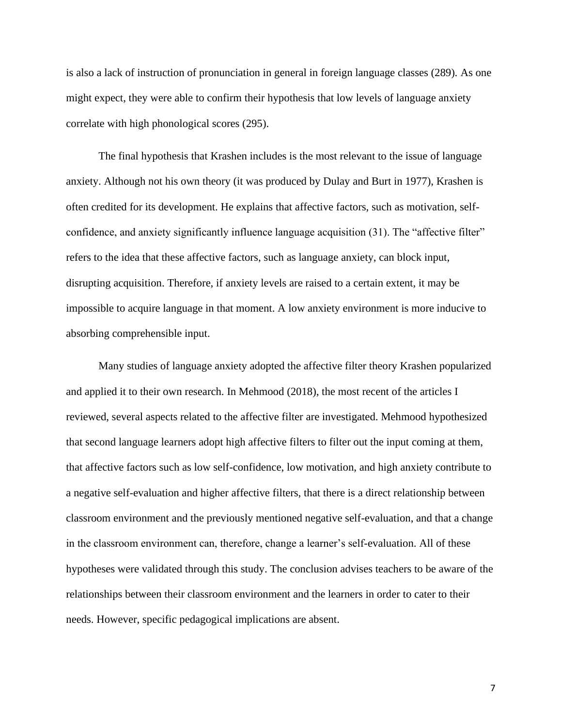is also a lack of instruction of pronunciation in general in foreign language classes (289). As one might expect, they were able to confirm their hypothesis that low levels of language anxiety correlate with high phonological scores (295).

The final hypothesis that Krashen includes is the most relevant to the issue of language anxiety. Although not his own theory (it was produced by Dulay and Burt in 1977), Krashen is often credited for its development. He explains that affective factors, such as motivation, self-confidence, and anxiety significantly influence language acquisition (31). The "affective filter" refers to the idea that these affective factors, such as language anxiety, can block input, disrupting acquisition. Therefore, if anxiety levels are raised to a certain extent, it may be impossible to acquire language in that moment. A low anxiety environment is more inducive to absorbing comprehensible input.

Many studies of language anxiety adopted the affective filter theory Krashen popularized and applied it to their own research. In Mehmood (2018), the most recent of the articles I reviewed, several aspects related to the affective filter are investigated. Mehmood hypothesized that second language learners adopt high affective filters to filter out the input coming at them, that affective factors such as low self-confidence, low motivation, and high anxiety contribute to a negative self-evaluation and higher affective filters, that there is a direct relationship between classroom environment and the previously mentioned negative self-evaluation, and that a change in the classroom environment can, therefore, change a learner's self-evaluation. All of these hypotheses were validated through this study. The conclusion advises teachers to be aware of the relationships between their classroom environment and the learners in order to cater to their needs. However, specific pedagogical implications are absent.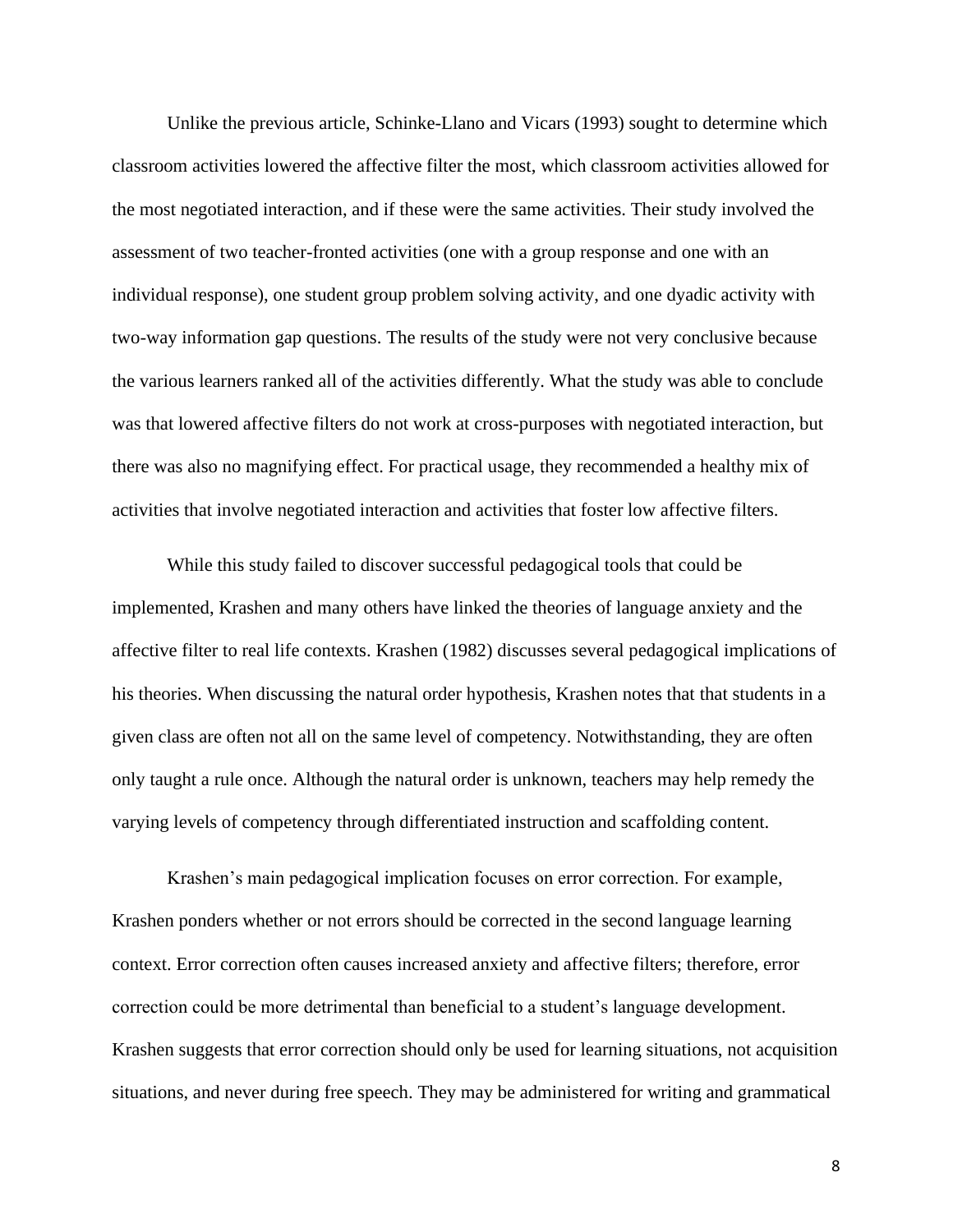Unlike the previous article, Schinke-Llano and Vicars (1993) sought to determine which classroom activities lowered the affective filter the most, which classroom activities allowed for the most negotiated interaction, and if these were the same activities. Their study involved the assessment of two teacher-fronted activities (one with a group response and one with an individual response), one student group problem solving activity, and one dyadic activity with two-way information gap questions. The results of the study were not very conclusive because the various learners ranked all of the activities differently. What the study was able to conclude was that lowered affective filters do not work at cross-purposes with negotiated interaction, but there was also no magnifying effect. For practical usage, they recommended a healthy mix of activities that involve negotiated interaction and activities that foster low affective filters.

While this study failed to discover successful pedagogical tools that could be implemented, Krashen and many others have linked the theories of language anxiety and the affective filter to real life contexts. Krashen (1982) discusses several pedagogical implications of his theories. When discussing the natural order hypothesis, Krashen notes that that students in a given class are often not all on the same level of competency. Notwithstanding, they are often only taught a rule once. Although the natural order is unknown, teachers may help remedy the varying levels of competency through differentiated instruction and scaffolding content.

Krashen's main pedagogical implication focuses on error correction. For example, Krashen ponders whether or not errors should be corrected in the second language learning context. Error correction often causes increased anxiety and affective filters; therefore, error correction could be more detrimental than beneficial to a student's language development. Krashen suggests that error correction should only be used for learning situations, not acquisition situations, and never during free speech. They may be administered for writing and grammatical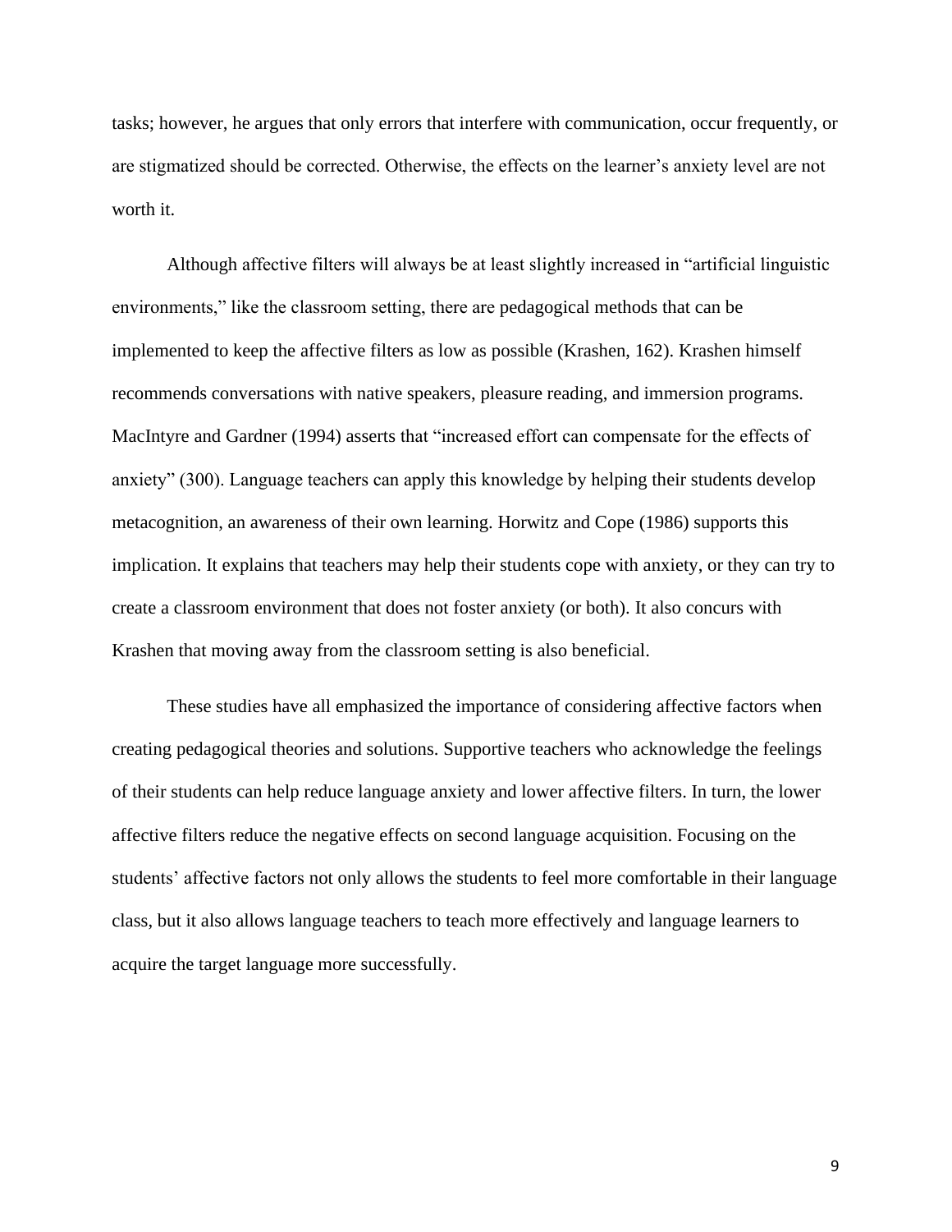tasks; however, he argues that only errors that interfere with communication, occur frequently, or are stigmatized should be corrected. Otherwise, the effects on the learner's anxiety level are not worth it.

Although affective filters will always be at least slightly increased in "artificial linguistic environments," like the classroom setting, there are pedagogical methods that can be implemented to keep the affective filters as low as possible (Krashen, 162). Krashen himself recommends conversations with native speakers, pleasure reading, and immersion programs. MacIntyre and Gardner (1994) asserts that "increased effort can compensate for the effects of anxiety" (300). Language teachers can apply this knowledge by helping their students develop metacognition, an awareness of their own learning. Horwitz and Cope (1986) supports this implication. It explains that teachers may help their students cope with anxiety, or they can try to create a classroom environment that does not foster anxiety (or both). It also concurs with Krashen that moving away from the classroom setting is also beneficial.

These studies have all emphasized the importance of considering affective factors when creating pedagogical theories and solutions. Supportive teachers who acknowledge the feelings of their students can help reduce language anxiety and lower affective filters. In turn, the lower affective filters reduce the negative effects on second language acquisition. Focusing on the students' affective factors not only allows the students to feel more comfortable in their language class, but it also allows language teachers to teach more effectively and language learners to acquire the target language more successfully.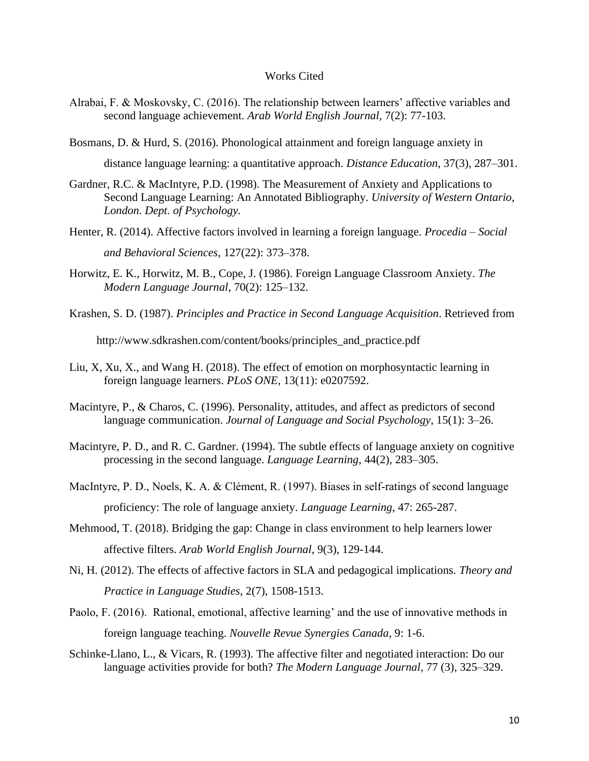# Works Cited

Alrabai, F. & Moskovsky, C. (2016). The relationship between learners' affective variables and second language achievement. *Arab World English Journal,* 7(2): 77-103.

Bosmans, D. & Hurd, S. (2016). Phonological attainment and foreign language anxiety in distance language learning: a quantitative approach. *Distance Education*, 37(3), 287–301.

Gardner, R.C. & MacIntyre, P.D. (1998). The Measurement of Anxiety and Applications to Second Language Learning: An Annotated Bibliography. *University of Western Ontario, London. Dept. of Psychology.*

Henter, R. (2014). Affective factors involved in learning a foreign language. *Procedia – Social and Behavioral Sciences*, 127(22): 373–378.

Horwitz, E. K., Horwitz, M. B., Cope, J. (1986). Foreign Language Classroom Anxiety. *The Modern Language Journal*, 70(2): 125–132.

Krashen, S. D. (1987). *Principles and Practice in Second Language Acquisition*. Retrieved from http://www.sdkrashen.com/content/books/principles_and_practice.pdf

Liu, X, Xu, X., and Wang H. (2018). The effect of emotion on morphosyntactic learning in foreign language learners. *PLoS ONE,* 13(11): e0207592.

Macintyre, P., & Charos, C. (1996). Personality, attitudes, and affect as predictors of second language communication. *Journal of Language and Social Psychology*, 15(1): 3–26.

Macintyre, P. D., and R. C. Gardner. (1994). The subtle effects of language anxiety on cognitive processing in the second language. *Language Learning*, 44(2), 283–305.

MacIntyre, P. D., Noels, K. A. & Clément, R. (1997). Biases in self-ratings of second language proficiency: The role of language anxiety. *Language Learning*, 47: 265-287.

Mehmood, T. (2018). Bridging the gap: Change in class environment to help learners lower affective filters. *Arab World English Journal*, 9(3), 129-144.

Ni, H. (2012). The effects of affective factors in SLA and pedagogical implications. *Theory and Practice in Language Studies*, 2(7), 1508-1513.

Paolo, F. (2016). Rational, emotional, affective learning' and the use of innovative methods in foreign language teaching. *Nouvelle Revue Synergies Canada*, 9: 1-6.

Schinke-Llano, L., & Vicars, R. (1993). The affective filter and negotiated interaction: Do our language activities provide for both? *The Modern Language Journal*, 77 (3), 325–329.